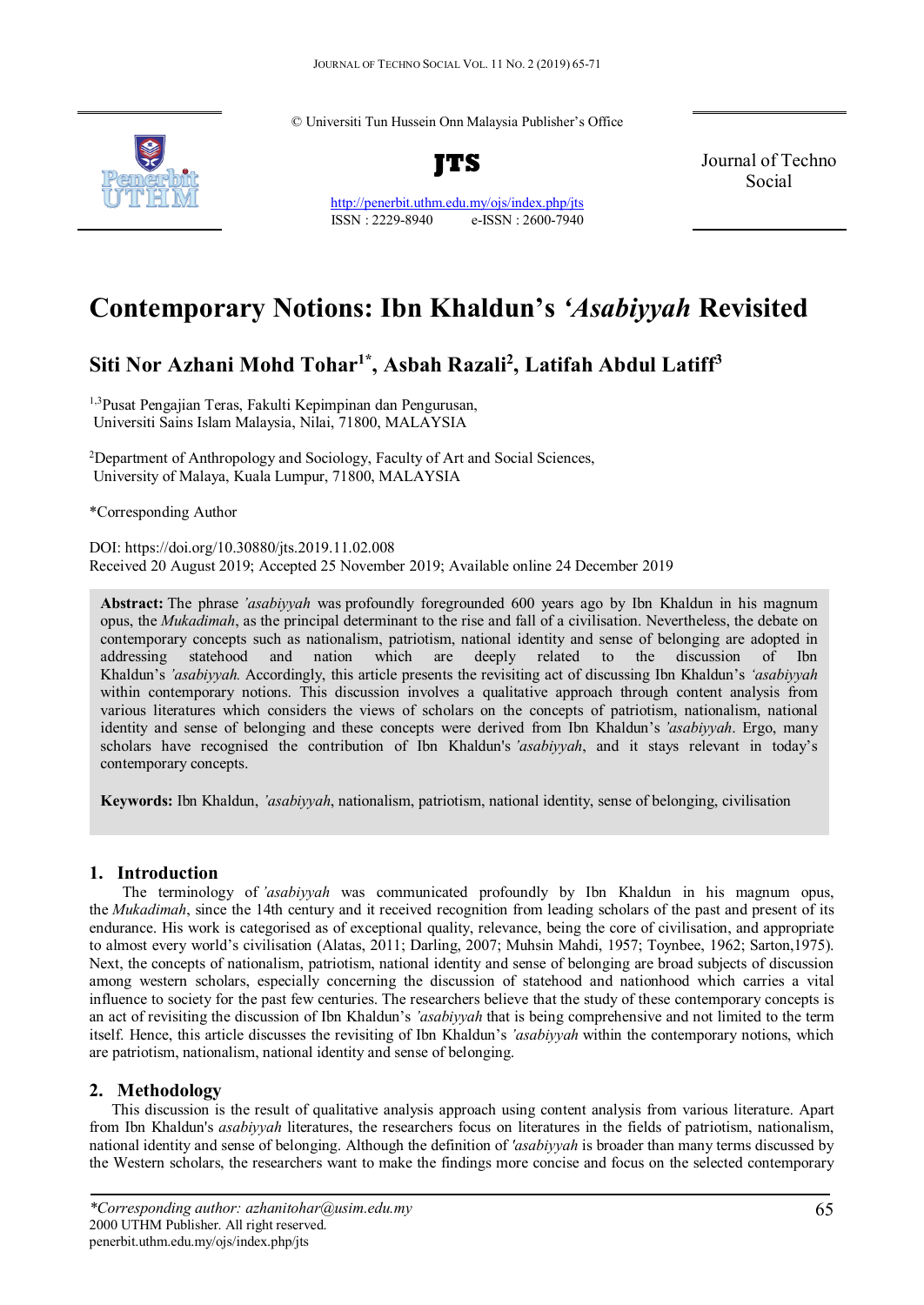© Universiti Tun Hussein Onn Malaysia Publisher's Office

**JTS**

http://penerbit.uthm.edu.my/ojs/index.php/jts
ISSN : 2229-8940 e-ISSN : 2600-7940

Journal of Techno Social

# Contemporary Notions: Ibn Khaldun's *'Asabiyyah* Revisited

## Siti Nor Azhani Mohd Tohar[1*], Asbah Razali[2], Latifah Abdul Latiff[3]

[1,3]Pusat Pengajian Teras, Fakulti Kepimpinan dan Pengurusan, Universiti Sains Islam Malaysia, Nilai, 71800, MALAYSIA

[2]Department of Anthropology and Sociology, Faculty of Art and Social Sciences, University of Malaya, Kuala Lumpur, 71800, MALAYSIA

*Corresponding Author

DOI: https://doi.org/10.30880/jts.2019.11.02.008
Received 20 August 2019; Accepted 25 November 2019; Available online 24 December 2019

**Abstract:** The phrase *'asabiyyah* was profoundly foregrounded 600 years ago by Ibn Khaldun in his magnum opus, the *Mukadimah*, as the principal determinant to the rise and fall of a civilisation. Nevertheless, the debate on contemporary concepts such as nationalism, patriotism, national identity and sense of belonging are adopted in addressing statehood and nation which are deeply related to the discussion of Ibn Khaldun's *'asabiyyah.* Accordingly, this article presents the revisiting act of discussing Ibn Khaldun's *'asabiyyah* within contemporary notions. This discussion involves a qualitative approach through content analysis from various literatures which considers the views of scholars on the concepts of patriotism, nationalism, national identity and sense of belonging and these concepts were derived from Ibn Khaldun's *'asabiyyah*. Ergo, many scholars have recognised the contribution of Ibn Khaldun's *'asabiyyah*, and it stays relevant in today's contemporary concepts.

**Keywords:** Ibn Khaldun, *'asabiyyah*, nationalism, patriotism, national identity, sense of belonging, civilisation

## 1. Introduction

The terminology of *'asabiyyah* was communicated profoundly by Ibn Khaldun in his magnum opus, the *Mukadimah*, since the 14th century and it received recognition from leading scholars of the past and present of its endurance. His work is categorised as of exceptional quality, relevance, being the core of civilisation, and appropriate to almost every world's civilisation (Alatas, 2011; Darling, 2007; Muhsin Mahdi, 1957; Toynbee, 1962; Sarton,1975). Next, the concepts of nationalism, patriotism, national identity and sense of belonging are broad subjects of discussion among western scholars, especially concerning the discussion of statehood and nationhood which carries a vital influence to society for the past few centuries. The researchers believe that the study of these contemporary concepts is an act of revisiting the discussion of Ibn Khaldun's *'asabiyyah* that is being comprehensive and not limited to the term itself. Hence, this article discusses the revisiting of Ibn Khaldun's *'asabiyyah* within the contemporary notions, which are patriotism, nationalism, national identity and sense of belonging.

## 2. Methodology

This discussion is the result of qualitative analysis approach using content analysis from various literature. Apart from Ibn Khaldun's *asabiyyah* literatures, the researchers focus on literatures in the fields of patriotism, nationalism, national identity and sense of belonging. Although the definition of *'asabiyyah* is broader than many terms discussed by the Western scholars, the researchers want to make the findings more concise and focus on the selected contemporary

*\*Corresponding author: azhanitohar@usim.edu.my*
2000 UTHM Publisher. All right reserved.
penerbit.uthm.edu.my/ojs/index.php/jts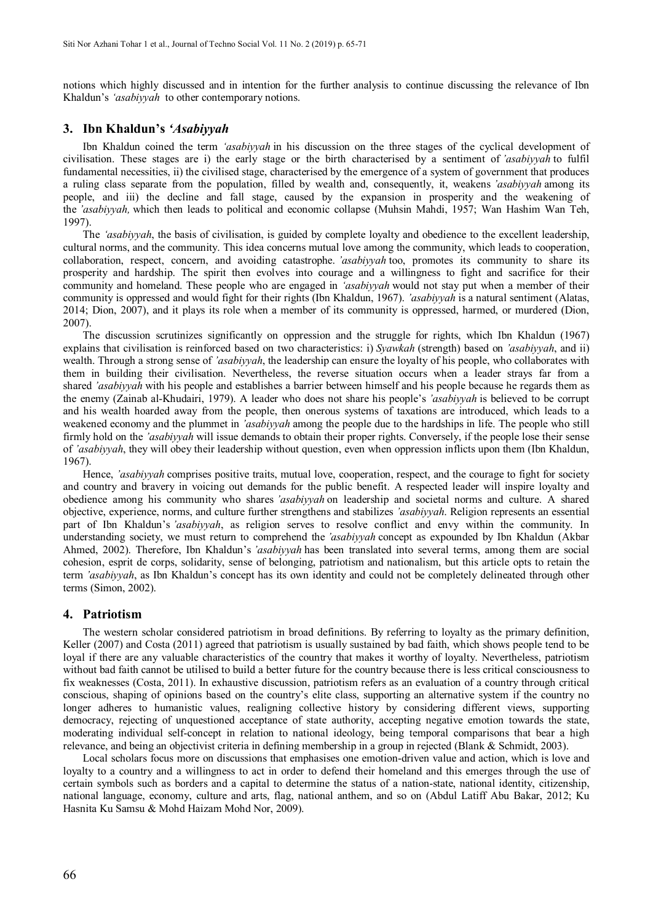notions which highly discussed and in intention for the further analysis to continue discussing the relevance of Ibn Khaldun's *'asabiyyah* to other contemporary notions.

## 3. Ibn Khaldun's *'Asabiyyah*

Ibn Khaldun coined the term *'asabiyyah* in his discussion on the three stages of the cyclical development of civilisation. These stages are i) the early stage or the birth characterised by a sentiment of *'asabiyyah* to fulfil fundamental necessities, ii) the civilised stage, characterised by the emergence of a system of government that produces a ruling class separate from the population, filled by wealth and, consequently, it, weakens *'asabiyyah* among its people, and iii) the decline and fall stage, caused by the expansion in prosperity and the weakening of the *'asabiyyah,* which then leads to political and economic collapse (Muhsin Mahdi, 1957; Wan Hashim Wan Teh, 1997).

The *'asabiyyah*, the basis of civilisation, is guided by complete loyalty and obedience to the excellent leadership, cultural norms, and the community. This idea concerns mutual love among the community, which leads to cooperation, collaboration, respect, concern, and avoiding catastrophe. *'asabiyyah* too, promotes its community to share its prosperity and hardship. The spirit then evolves into courage and a willingness to fight and sacrifice for their community and homeland. These people who are engaged in *'asabiyyah* would not stay put when a member of their community is oppressed and would fight for their rights (Ibn Khaldun, 1967). *'asabiyyah* is a natural sentiment (Alatas, 2014; Dion, 2007), and it plays its role when a member of its community is oppressed, harmed, or murdered (Dion, 2007).

The discussion scrutinizes significantly on oppression and the struggle for rights, which Ibn Khaldun (1967) explains that civilisation is reinforced based on two characteristics: i) *Syawkah* (strength) based on *'asabiyyah*, and ii) wealth. Through a strong sense of *'asabiyyah*, the leadership can ensure the loyalty of his people, who collaborates with them in building their civilisation. Nevertheless, the reverse situation occurs when a leader strays far from a shared *'asabiyyah* with his people and establishes a barrier between himself and his people because he regards them as the enemy (Zainab al-Khudairi, 1979). A leader who does not share his people's *'asabiyyah* is believed to be corrupt and his wealth hoarded away from the people, then onerous systems of taxations are introduced, which leads to a weakened economy and the plummet in *'asabiyyah* among the people due to the hardships in life. The people who still firmly hold on the *'asabiyyah* will issue demands to obtain their proper rights. Conversely, if the people lose their sense of *'asabiyyah*, they will obey their leadership without question, even when oppression inflicts upon them (Ibn Khaldun, 1967).

Hence, *'asabiyyah* comprises positive traits, mutual love, cooperation, respect, and the courage to fight for society and country and bravery in voicing out demands for the public benefit. A respected leader will inspire loyalty and obedience among his community who shares *'asabiyyah* on leadership and societal norms and culture. A shared objective, experience, norms, and culture further strengthens and stabilizes *'asabiyyah*. Religion represents an essential part of Ibn Khaldun's *'asabiyyah*, as religion serves to resolve conflict and envy within the community. In understanding society, we must return to comprehend the *'asabiyyah* concept as expounded by Ibn Khaldun (Akbar Ahmed, 2002). Therefore, Ibn Khaldun's *'asabiyyah* has been translated into several terms, among them are social cohesion, esprit de corps, solidarity, sense of belonging, patriotism and nationalism, but this article opts to retain the term *'asabiyyah*, as Ibn Khaldun's concept has its own identity and could not be completely delineated through other terms (Simon, 2002).

## 4. Patriotism

The western scholar considered patriotism in broad definitions. By referring to loyalty as the primary definition, Keller (2007) and Costa (2011) agreed that patriotism is usually sustained by bad faith, which shows people tend to be loyal if there are any valuable characteristics of the country that makes it worthy of loyalty. Nevertheless, patriotism without bad faith cannot be utilised to build a better future for the country because there is less critical consciousness to fix weaknesses (Costa, 2011). In exhaustive discussion, patriotism refers as an evaluation of a country through critical conscious, shaping of opinions based on the country's elite class, supporting an alternative system if the country no longer adheres to humanistic values, realigning collective history by considering different views, supporting democracy, rejecting of unquestioned acceptance of state authority, accepting negative emotion towards the state, moderating individual self-concept in relation to national ideology, being temporal comparisons that bear a high relevance, and being an objectivist criteria in defining membership in a group in rejected (Blank & Schmidt, 2003).

Local scholars focus more on discussions that emphasises one emotion-driven value and action, which is love and loyalty to a country and a willingness to act in order to defend their homeland and this emerges through the use of certain symbols such as borders and a capital to determine the status of a nation-state, national identity, citizenship, national language, economy, culture and arts, flag, national anthem, and so on (Abdul Latiff Abu Bakar, 2012; Ku Hasnita Ku Samsu & Mohd Haizam Mohd Nor, 2009).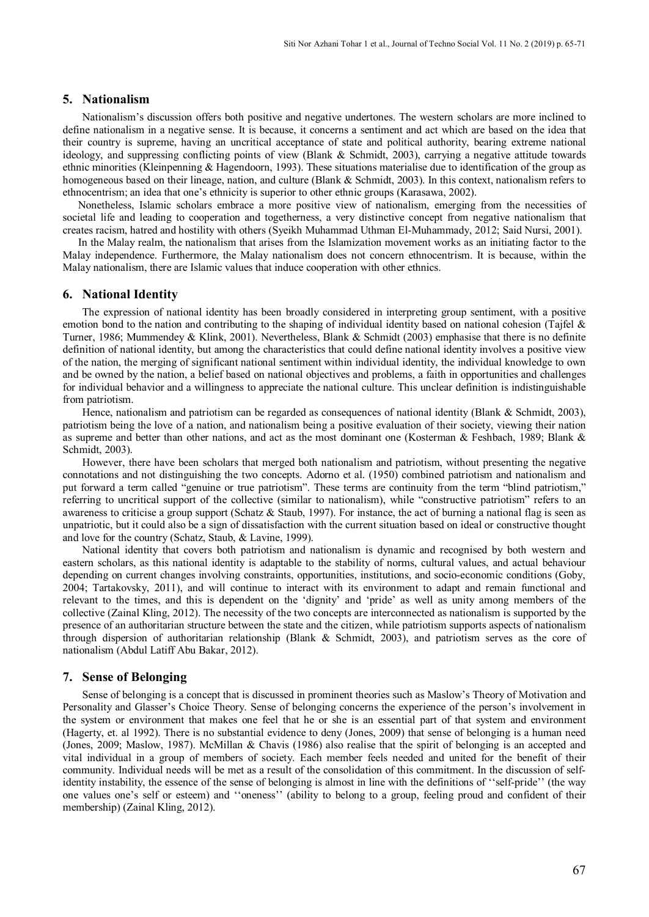## 5. Nationalism

Nationalism's discussion offers both positive and negative undertones. The western scholars are more inclined to define nationalism in a negative sense. It is because, it concerns a sentiment and act which are based on the idea that their country is supreme, having an uncritical acceptance of state and political authority, bearing extreme national ideology, and suppressing conflicting points of view (Blank & Schmidt, 2003), carrying a negative attitude towards ethnic minorities (Kleinpenning & Hagendoorn, 1993). These situations materialise due to identification of the group as homogeneous based on their lineage, nation, and culture (Blank & Schmidt, 2003). In this context, nationalism refers to ethnocentrism; an idea that one's ethnicity is superior to other ethnic groups (Karasawa, 2002).

Nonetheless, Islamic scholars embrace a more positive view of nationalism, emerging from the necessities of societal life and leading to cooperation and togetherness, a very distinctive concept from negative nationalism that creates racism, hatred and hostility with others (Syeikh Muhammad Uthman El-Muhammady, 2012; Said Nursi, 2001).

In the Malay realm, the nationalism that arises from the Islamization movement works as an initiating factor to the Malay independence. Furthermore, the Malay nationalism does not concern ethnocentrism. It is because, within the Malay nationalism, there are Islamic values that induce cooperation with other ethnics.

## 6. National Identity

The expression of national identity has been broadly considered in interpreting group sentiment, with a positive emotion bond to the nation and contributing to the shaping of individual identity based on national cohesion (Tajfel & Turner, 1986; Mummendey & Klink, 2001). Nevertheless, Blank & Schmidt (2003) emphasise that there is no definite definition of national identity, but among the characteristics that could define national identity involves a positive view of the nation, the merging of significant national sentiment within individual identity, the individual knowledge to own and be owned by the nation, a belief based on national objectives and problems, a faith in opportunities and challenges for individual behavior and a willingness to appreciate the national culture. This unclear definition is indistinguishable from patriotism.

Hence, nationalism and patriotism can be regarded as consequences of national identity (Blank & Schmidt, 2003), patriotism being the love of a nation, and nationalism being a positive evaluation of their society, viewing their nation as supreme and better than other nations, and act as the most dominant one (Kosterman & Feshbach, 1989; Blank & Schmidt, 2003).

However, there have been scholars that merged both nationalism and patriotism, without presenting the negative connotations and not distinguishing the two concepts. Adorno et al. (1950) combined patriotism and nationalism and put forward a term called "genuine or true patriotism". These terms are continuity from the term "blind patriotism," referring to uncritical support of the collective (similar to nationalism), while "constructive patriotism" refers to an awareness to criticise a group support (Schatz & Staub, 1997). For instance, the act of burning a national flag is seen as unpatriotic, but it could also be a sign of dissatisfaction with the current situation based on ideal or constructive thought and love for the country (Schatz, Staub, & Lavine, 1999).

National identity that covers both patriotism and nationalism is dynamic and recognised by both western and eastern scholars, as this national identity is adaptable to the stability of norms, cultural values, and actual behaviour depending on current changes involving constraints, opportunities, institutions, and socio-economic conditions (Goby, 2004; Tartakovsky, 2011), and will continue to interact with its environment to adapt and remain functional and relevant to the times, and this is dependent on the 'dignity' and 'pride' as well as unity among members of the collective (Zainal Kling, 2012). The necessity of the two concepts are interconnected as nationalism is supported by the presence of an authoritarian structure between the state and the citizen, while patriotism supports aspects of nationalism through dispersion of authoritarian relationship (Blank & Schmidt, 2003), and patriotism serves as the core of nationalism (Abdul Latiff Abu Bakar, 2012).

## 7. Sense of Belonging

Sense of belonging is a concept that is discussed in prominent theories such as Maslow's Theory of Motivation and Personality and Glasser's Choice Theory. Sense of belonging concerns the experience of the person's involvement in the system or environment that makes one feel that he or she is an essential part of that system and environment (Hagerty, et. al 1992). There is no substantial evidence to deny (Jones, 2009) that sense of belonging is a human need (Jones, 2009; Maslow, 1987). McMillan & Chavis (1986) also realise that the spirit of belonging is an accepted and vital individual in a group of members of society. Each member feels needed and united for the benefit of their community. Individual needs will be met as a result of the consolidation of this commitment. In the discussion of self-identity instability, the essence of the sense of belonging is almost in line with the definitions of ''self-pride'' (the way one values one's self or esteem) and ''oneness'' (ability to belong to a group, feeling proud and confident of their membership) (Zainal Kling, 2012).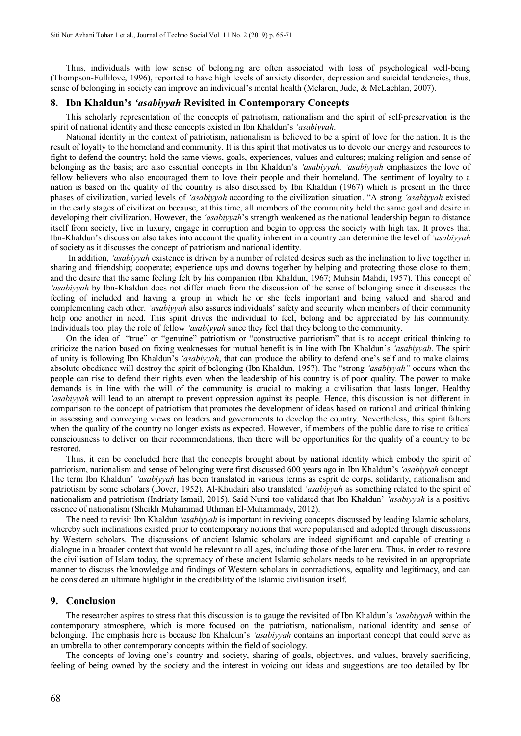Thus, individuals with low sense of belonging are often associated with loss of psychological well-being (Thompson-Fullilove, 1996), reported to have high levels of anxiety disorder, depression and suicidal tendencies, thus, sense of belonging in society can improve an individual's mental health (Mclaren, Jude, & McLachlan, 2007).

## 8. Ibn Khaldun's *'asabiyyah* Revisited in Contemporary Concepts

This scholarly representation of the concepts of patriotism, nationalism and the spirit of self-preservation is the spirit of national identity and these concepts existed in Ibn Khaldun's *'asabiyyah*.

National identity in the context of patriotism, nationalism is believed to be a spirit of love for the nation. It is the result of loyalty to the homeland and community. It is this spirit that motivates us to devote our energy and resources to fight to defend the country; hold the same views, goals, experiences, values and cultures; making religion and sense of belonging as the basis; are also essential concepts in Ibn Khaldun's *'asabiyyah*. *'asabiyyah* emphasizes the love of fellow believers who also encouraged them to love their people and their homeland. The sentiment of loyalty to a nation is based on the quality of the country is also discussed by Ibn Khaldun (1967) which is present in the three phases of civilization, varied levels of *'asabiyyah* according to the civilization situation. "A strong *'asabiyyah* existed in the early stages of civilization because, at this time, all members of the community held the same goal and desire in developing their civilization. However, the *'asabiyyah*'s strength weakened as the national leadership began to distance itself from society, live in luxury, engage in corruption and begin to oppress the society with high tax. It proves that Ibn-Khaldun's discussion also takes into account the quality inherent in a country can determine the level of *'asabiyyah* of society as it discusses the concept of patriotism and national identity.

In addition, *'asabiyyah* existence is driven by a number of related desires such as the inclination to live together in sharing and friendship; cooperate; experience ups and downs together by helping and protecting those close to them; and the desire that the same feeling felt by his companion (Ibn Khaldun, 1967; Muhsin Mahdi, 1957). This concept of *'asabiyyah* by Ibn-Khaldun does not differ much from the discussion of the sense of belonging since it discusses the feeling of included and having a group in which he or she feels important and being valued and shared and complementing each other. *'asabiyyah* also assures individuals' safety and security when members of their community help one another in need. This spirit drives the individual to feel, belong and be appreciated by his community. Individuals too, play the role of fellow *'asabiyyah* since they feel that they belong to the community.

On the idea of "true" or "genuine" patriotism or "constructive patriotism" that is to accept critical thinking to criticize the nation based on fixing weaknesses for mutual benefit is in line with Ibn Khaldun's *'asabiyyah*. The spirit of unity is following Ibn Khaldun's *'asabiyyah*, that can produce the ability to defend one's self and to make claims; absolute obedience will destroy the spirit of belonging (Ibn Khaldun, 1957). The "strong *'asabiyyah"* occurs when the people can rise to defend their rights even when the leadership of his country is of poor quality. The power to make demands is in line with the will of the community is crucial to making a civilisation that lasts longer. Healthy *'asabiyyah* will lead to an attempt to prevent oppression against its people. Hence, this discussion is not different in comparison to the concept of patriotism that promotes the development of ideas based on rational and critical thinking in assessing and conveying views on leaders and governments to develop the country. Nevertheless, this spirit falters when the quality of the country no longer exists as expected. However, if members of the public dare to rise to critical consciousness to deliver on their recommendations, then there will be opportunities for the quality of a country to be restored.

Thus, it can be concluded here that the concepts brought about by national identity which embody the spirit of patriotism, nationalism and sense of belonging were first discussed 600 years ago in Ibn Khaldun's *'asabiyyah* concept. The term Ibn Khaldun' *'asabiyyah* has been translated in various terms as esprit de corps, solidarity, nationalism and patriotism by some scholars (Dover, 1952). Al-Khudairi also translated *'asabiyyah* as something related to the spirit of nationalism and patriotism (Indriaty Ismail, 2015). Said Nursi too validated that Ibn Khaldun' *'asabiyyah* is a positive essence of nationalism (Sheikh Muhammad Uthman El-Muhammady, 2012).

The need to revisit Ibn Khaldun *'asabiyyah* is important in reviving concepts discussed by leading Islamic scholars, whereby such inclinations existed prior to contemporary notions that were popularised and adopted through discussions by Western scholars. The discussions of ancient Islamic scholars are indeed significant and capable of creating a dialogue in a broader context that would be relevant to all ages, including those of the later era. Thus, in order to restore the civilisation of Islam today, the supremacy of these ancient Islamic scholars needs to be revisited in an appropriate manner to discuss the knowledge and findings of Western scholars in contradictions, equality and legitimacy, and can be considered an ultimate highlight in the credibility of the Islamic civilisation itself.

## 9. Conclusion

The researcher aspires to stress that this discussion is to gauge the revisited of Ibn Khaldun's *'asabiyyah* within the contemporary atmosphere, which is more focused on the patriotism, nationalism, national identity and sense of belonging. The emphasis here is because Ibn Khaldun's *'asabiyyah* contains an important concept that could serve as an umbrella to other contemporary concepts within the field of sociology.

The concepts of loving one's country and society, sharing of goals, objectives, and values, bravely sacrificing, feeling of being owned by the society and the interest in voicing out ideas and suggestions are too detailed by Ibn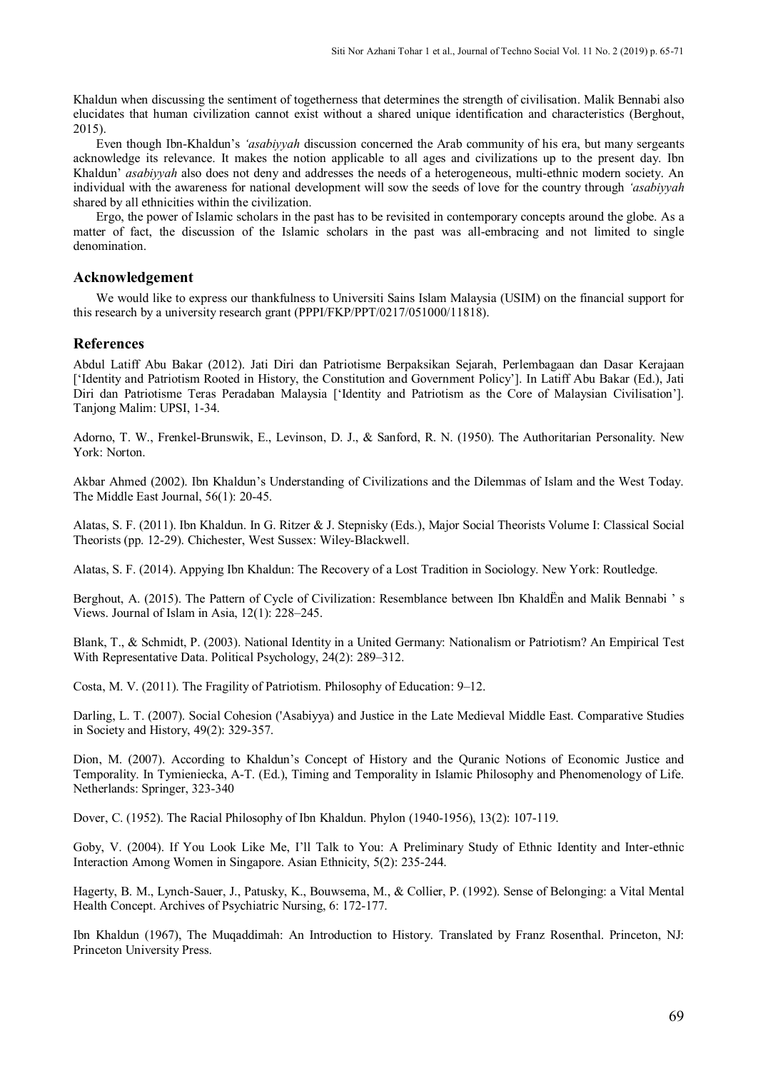Khaldun when discussing the sentiment of togetherness that determines the strength of civilisation. Malik Bennabi also elucidates that human civilization cannot exist without a shared unique identification and characteristics (Berghout, 2015).

Even though Ibn-Khaldun's *'asabiyyah* discussion concerned the Arab community of his era, but many sergeants acknowledge its relevance. It makes the notion applicable to all ages and civilizations up to the present day. Ibn Khaldun' *asabiyyah* also does not deny and addresses the needs of a heterogeneous, multi-ethnic modern society. An individual with the awareness for national development will sow the seeds of love for the country through *'asabiyyah* shared by all ethnicities within the civilization.

Ergo, the power of Islamic scholars in the past has to be revisited in contemporary concepts around the globe. As a matter of fact, the discussion of the Islamic scholars in the past was all-embracing and not limited to single denomination.

## Acknowledgement

We would like to express our thankfulness to Universiti Sains Islam Malaysia (USIM) on the financial support for this research by a university research grant (PPPI/FKP/PPT/0217/051000/11818).

## References

Abdul Latiff Abu Bakar (2012). Jati Diri dan Patriotisme Berpaksikan Sejarah, Perlembagaan dan Dasar Kerajaan ['Identity and Patriotism Rooted in History, the Constitution and Government Policy']. In Latiff Abu Bakar (Ed.), Jati Diri dan Patriotisme Teras Peradaban Malaysia ['Identity and Patriotism as the Core of Malaysian Civilisation']. Tanjong Malim: UPSI, 1-34.

Adorno, T. W., Frenkel-Brunswik, E., Levinson, D. J., & Sanford, R. N. (1950). The Authoritarian Personality. New York: Norton.

Akbar Ahmed (2002). Ibn Khaldun's Understanding of Civilizations and the Dilemmas of Islam and the West Today. The Middle East Journal, 56(1): 20-45.

Alatas, S. F. (2011). Ibn Khaldun. In G. Ritzer & J. Stepnisky (Eds.), Major Social Theorists Volume I: Classical Social Theorists (pp. 12-29). Chichester, West Sussex: Wiley-Blackwell.

Alatas, S. F. (2014). Appying Ibn Khaldun: The Recovery of a Lost Tradition in Sociology. New York: Routledge.

Berghout, A. (2015). The Pattern of Cycle of Civilization: Resemblance between Ibn KhaldËn and Malik Bennabi ' s Views. Journal of Islam in Asia, 12(1): 228–245.

Blank, T., & Schmidt, P. (2003). National Identity in a United Germany: Nationalism or Patriotism? An Empirical Test With Representative Data. Political Psychology, 24(2): 289–312.

Costa, M. V. (2011). The Fragility of Patriotism. Philosophy of Education: 9–12.

Darling, L. T. (2007). Social Cohesion ('Asabiyya) and Justice in the Late Medieval Middle East. Comparative Studies in Society and History, 49(2): 329-357.

Dion, M. (2007). According to Khaldun's Concept of History and the Quranic Notions of Economic Justice and Temporality. In Tymieniecka, A-T. (Ed.), Timing and Temporality in Islamic Philosophy and Phenomenology of Life. Netherlands: Springer, 323-340

Dover, C. (1952). The Racial Philosophy of Ibn Khaldun. Phylon (1940-1956), 13(2): 107-119.

Goby, V. (2004). If You Look Like Me, I'll Talk to You: A Preliminary Study of Ethnic Identity and Inter-ethnic Interaction Among Women in Singapore. Asian Ethnicity, 5(2): 235-244.

Hagerty, B. M., Lynch-Sauer, J., Patusky, K., Bouwsema, M., & Collier, P. (1992). Sense of Belonging: a Vital Mental Health Concept. Archives of Psychiatric Nursing, 6: 172-177.

Ibn Khaldun (1967), The Muqaddimah: An Introduction to History. Translated by Franz Rosenthal. Princeton, NJ: Princeton University Press.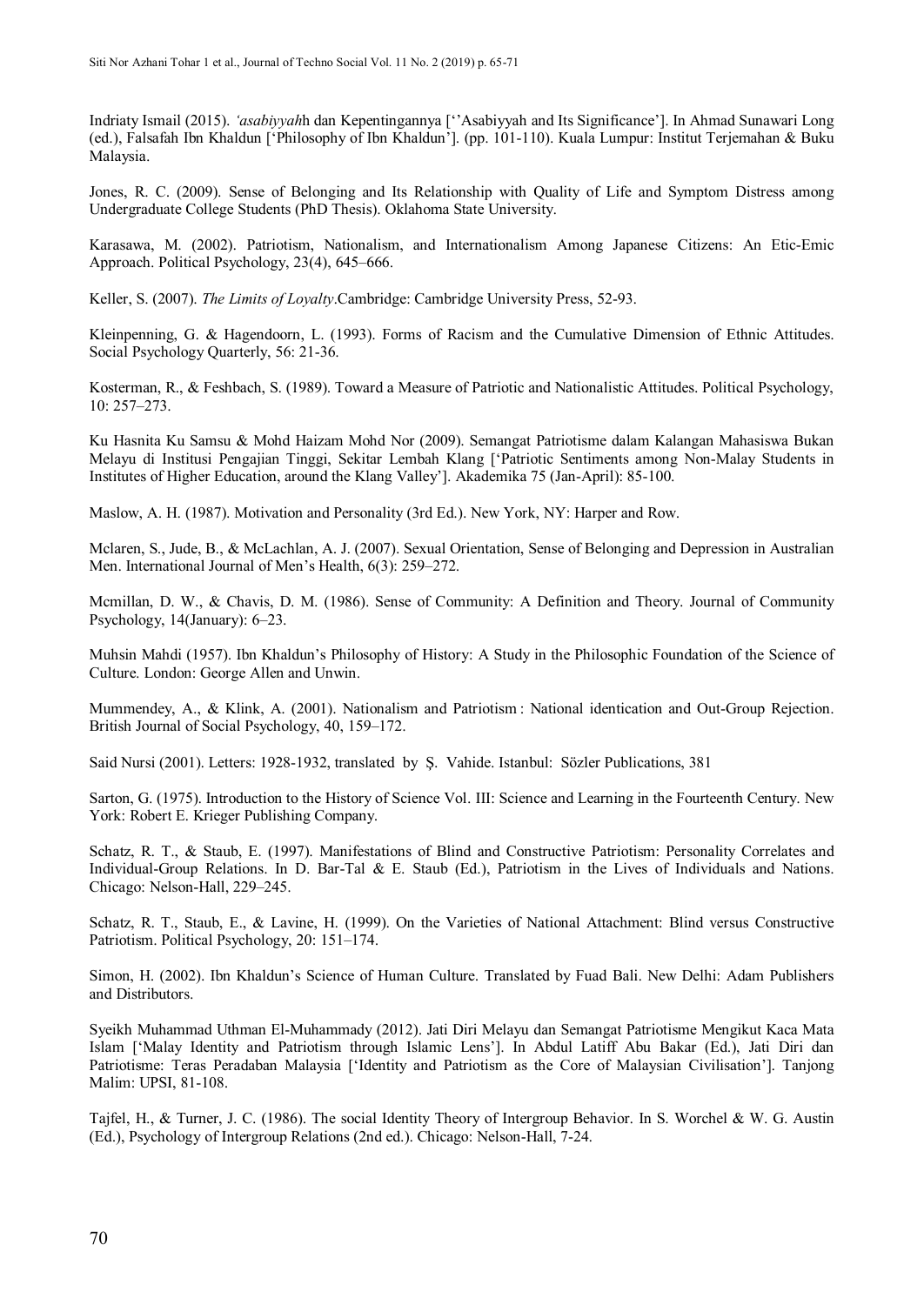Indriaty Ismail (2015). *'asabiyyah*h dan Kepentingannya [''Asabiyyah and Its Significance']. In Ahmad Sunawari Long (ed.), Falsafah Ibn Khaldun ['Philosophy of Ibn Khaldun']. (pp. 101-110). Kuala Lumpur: Institut Terjemahan & Buku Malaysia.

Jones, R. C. (2009). Sense of Belonging and Its Relationship with Quality of Life and Symptom Distress among Undergraduate College Students (PhD Thesis). Oklahoma State University.

Karasawa, M. (2002). Patriotism, Nationalism, and Internationalism Among Japanese Citizens: An Etic-Emic Approach. Political Psychology, 23(4), 645–666.

Keller, S. (2007). *The Limits of Loyalty*.Cambridge: Cambridge University Press, 52-93.

Kleinpenning, G. & Hagendoorn, L. (1993). Forms of Racism and the Cumulative Dimension of Ethnic Attitudes. Social Psychology Quarterly, 56: 21-36.

Kosterman, R., & Feshbach, S. (1989). Toward a Measure of Patriotic and Nationalistic Attitudes. Political Psychology, 10: 257–273.

Ku Hasnita Ku Samsu & Mohd Haizam Mohd Nor (2009). Semangat Patriotisme dalam Kalangan Mahasiswa Bukan Melayu di Institusi Pengajian Tinggi, Sekitar Lembah Klang ['Patriotic Sentiments among Non-Malay Students in Institutes of Higher Education, around the Klang Valley']. Akademika 75 (Jan-April): 85-100.

Maslow, A. H. (1987). Motivation and Personality (3rd Ed.). New York, NY: Harper and Row.

Mclaren, S., Jude, B., & McLachlan, A. J. (2007). Sexual Orientation, Sense of Belonging and Depression in Australian Men. International Journal of Men's Health, 6(3): 259–272.

Mcmillan, D. W., & Chavis, D. M. (1986). Sense of Community: A Definition and Theory. Journal of Community Psychology, 14(January): 6–23.

Muhsin Mahdi (1957). Ibn Khaldun's Philosophy of History: A Study in the Philosophic Foundation of the Science of Culture. London: George Allen and Unwin.

Mummendey, A., & Klink, A. (2001). Nationalism and Patriotism : National identication and Out-Group Rejection. British Journal of Social Psychology, 40, 159–172.

Said Nursi (2001). Letters: 1928-1932, translated by Ş. Vahide. Istanbul: Sözler Publications, 381

Sarton, G. (1975). Introduction to the History of Science Vol. III: Science and Learning in the Fourteenth Century. New York: Robert E. Krieger Publishing Company.

Schatz, R. T., & Staub, E. (1997). Manifestations of Blind and Constructive Patriotism: Personality Correlates and Individual-Group Relations. In D. Bar-Tal & E. Staub (Ed.), Patriotism in the Lives of Individuals and Nations. Chicago: Nelson-Hall, 229–245.

Schatz, R. T., Staub, E., & Lavine, H. (1999). On the Varieties of National Attachment: Blind versus Constructive Patriotism. Political Psychology, 20: 151–174.

Simon, H. (2002). Ibn Khaldun's Science of Human Culture. Translated by Fuad Bali. New Delhi: Adam Publishers and Distributors.

Syeikh Muhammad Uthman El-Muhammady (2012). Jati Diri Melayu dan Semangat Patriotisme Mengikut Kaca Mata Islam ['Malay Identity and Patriotism through Islamic Lens']. In Abdul Latiff Abu Bakar (Ed.), Jati Diri dan Patriotisme: Teras Peradaban Malaysia ['Identity and Patriotism as the Core of Malaysian Civilisation']. Tanjong Malim: UPSI, 81-108.

Tajfel, H., & Turner, J. C. (1986). The social Identity Theory of Intergroup Behavior. In S. Worchel & W. G. Austin (Ed.), Psychology of Intergroup Relations (2nd ed.). Chicago: Nelson-Hall, 7-24.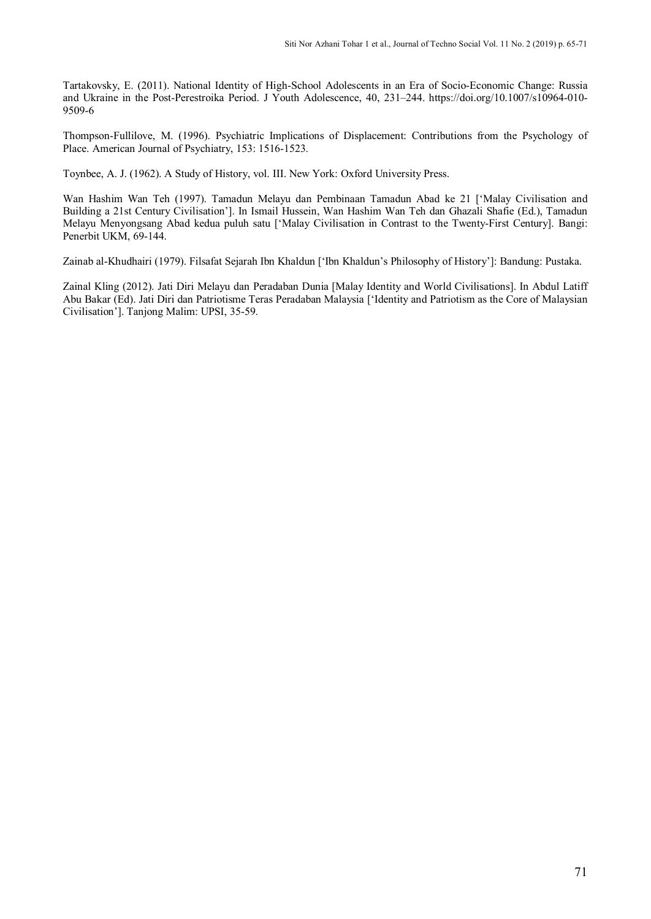Tartakovsky, E. (2011). National Identity of High-School Adolescents in an Era of Socio-Economic Change: Russia and Ukraine in the Post-Perestroika Period. J Youth Adolescence, 40, 231–244. https://doi.org/10.1007/s10964-010-9509-6

Thompson-Fullilove, M. (1996). Psychiatric Implications of Displacement: Contributions from the Psychology of Place. American Journal of Psychiatry, 153: 1516-1523.

Toynbee, A. J. (1962). A Study of History, vol. III. New York: Oxford University Press.

Wan Hashim Wan Teh (1997). Tamadun Melayu dan Pembinaan Tamadun Abad ke 21 [‘Malay Civilisation and Building a 21st Century Civilisation’]. In Ismail Hussein, Wan Hashim Wan Teh dan Ghazali Shafie (Ed.), Tamadun Melayu Menyongsang Abad kedua puluh satu [‘Malay Civilisation in Contrast to the Twenty-First Century]. Bangi: Penerbit UKM, 69-144.

Zainab al-Khudhairi (1979). Filsafat Sejarah Ibn Khaldun [‘Ibn Khaldun’s Philosophy of History’]: Bandung: Pustaka.

Zainal Kling (2012). Jati Diri Melayu dan Peradaban Dunia [Malay Identity and World Civilisations]. In Abdul Latiff Abu Bakar (Ed). Jati Diri dan Patriotisme Teras Peradaban Malaysia [‘Identity and Patriotism as the Core of Malaysian Civilisation’]. Tanjong Malim: UPSI, 35-59.